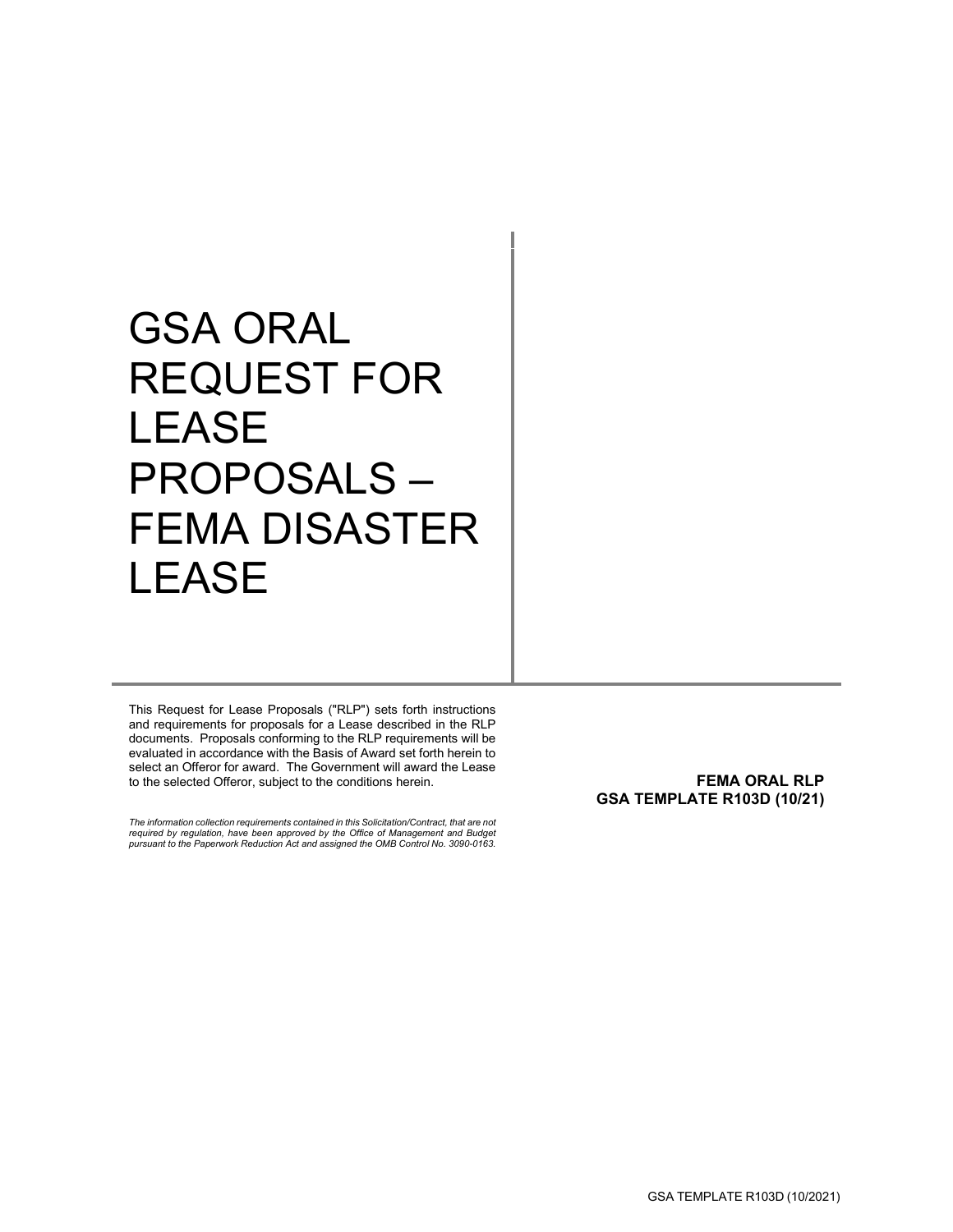# GSA ORAL REQUEST FOR LEASE PROPOSALS – FEMA DISASTER LEASE

This Request for Lease Proposals ("RLP") sets forth instructions and requirements for proposals for a Lease described in the RLP documents. Proposals conforming to the RLP requirements will be evaluated in accordance with the Basis of Award set forth herein to select an Offeror for award. The Government will award the Lease to the selected Offeror, subject to the conditions herein.

*The information collection requirements contained in this Solicitation/Contract, that are not required by regulation, have been approved by the Office of Management and Budget pursuant to the Paperwork Reduction Act and assigned the OMB Control No. 3090-0163.*

**FEMA ORAL RLP**
**GSA TEMPLATE R103D (10/21)**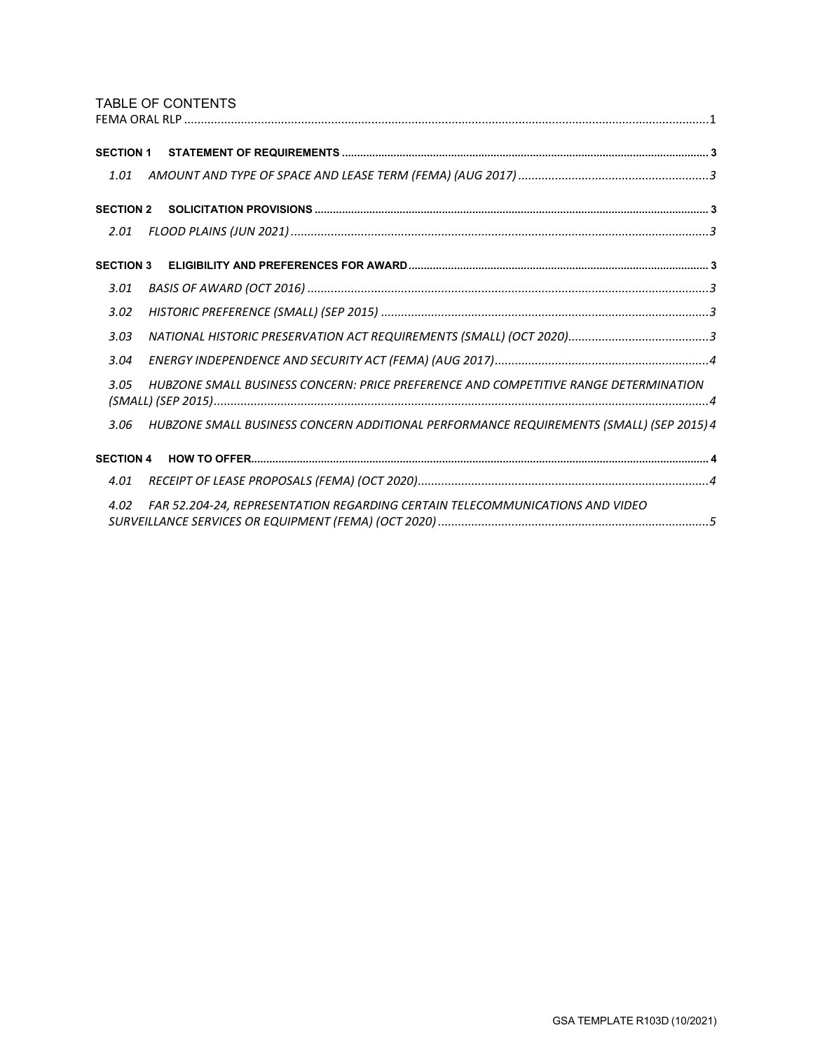# TABLE OF CONTENTS

FEMA ORAL RLP ....................................................................................................................................................1

**SECTION 1 STATEMENT OF REQUIREMENTS** ........................................................................................................................ 3

*1.01 AMOUNT AND TYPE OF SPACE AND LEASE TERM (FEMA) (AUG 2017)* .........................................................3

**SECTION 2 SOLICITATION PROVISIONS** ................................................................................................................................ 3

*2.01 FLOOD PLAINS (JUN 2021)* .............................................................................................................................3

**SECTION 3 ELIGIBILITY AND PREFERENCES FOR AWARD** .................................................................................................. 3

*3.01 BASIS OF AWARD (OCT 2016)* ........................................................................................................................3

*3.02 HISTORIC PREFERENCE (SMALL) (SEP 2015)* .................................................................................................3

*3.03 NATIONAL HISTORIC PRESERVATION ACT REQUIREMENTS (SMALL) (OCT 2020)*..........................................3

*3.04 ENERGY INDEPENDENCE AND SECURITY ACT (FEMA) (AUG 2017)*................................................................4

*3.05 HUBZONE SMALL BUSINESS CONCERN: PRICE PREFERENCE AND COMPETITIVE RANGE DETERMINATION (SMALL) (SEP 2015)*...................................................................................................................................4

*3.06 HUBZONE SMALL BUSINESS CONCERN ADDITIONAL PERFORMANCE REQUIREMENTS (SMALL) (SEP 2015)* 4

**SECTION 4 HOW TO OFFER**...................................................................................................................................................... 4

*4.01 RECEIPT OF LEASE PROPOSALS (FEMA) (OCT 2020)*......................................................................................4

*4.02 FAR 52.204-24, REPRESENTATION REGARDING CERTAIN TELECOMMUNICATIONS AND VIDEO SURVEILLANCE SERVICES OR EQUIPMENT (FEMA) (OCT 2020)* ................................................................................5

GSA TEMPLATE R103D (10/2021)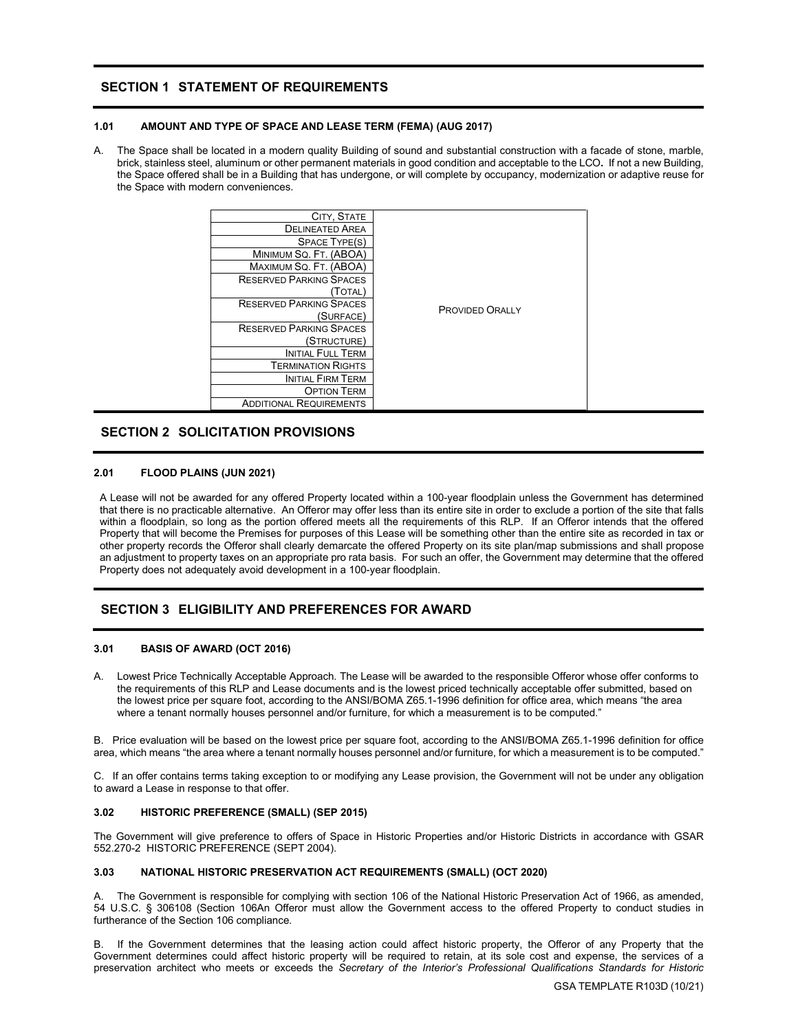## SECTION 1 STATEMENT OF REQUIREMENTS

### 1.01 AMOUNT AND TYPE OF SPACE AND LEASE TERM (FEMA) (AUG 2017)

A. The Space shall be located in a modern quality Building of sound and substantial construction with a facade of stone, marble, brick, stainless steel, aluminum or other permanent materials in good condition and acceptable to the LCO**.** If not a new Building, the Space offered shall be in a Building that has undergone, or will complete by occupancy, modernization or adaptive reuse for the Space with modern conveniences.

| | |
|---|---|
| CITY, STATE | PROVIDED ORALLY |
| DELINEATED AREA | |
| SPACE TYPE(S) | |
| MINIMUM SQ. FT. (ABOA) | |
| MAXIMUM SQ. FT. (ABOA) | |
| RESERVED PARKING SPACES (TOTAL) | |
| RESERVED PARKING SPACES (SURFACE) | |
| RESERVED PARKING SPACES (STRUCTURE) | |
| INITIAL FULL TERM | |
| TERMINATION RIGHTS | |
| INITIAL FIRM TERM | |
| OPTION TERM | |
| ADDITIONAL REQUIREMENTS | |

## SECTION 2 SOLICITATION PROVISIONS

### 2.01 FLOOD PLAINS (JUN 2021)

A Lease will not be awarded for any offered Property located within a 100-year floodplain unless the Government has determined that there is no practicable alternative. An Offeror may offer less than its entire site in order to exclude a portion of the site that falls within a floodplain, so long as the portion offered meets all the requirements of this RLP. If an Offeror intends that the offered Property that will become the Premises for purposes of this Lease will be something other than the entire site as recorded in tax or other property records the Offeror shall clearly demarcate the offered Property on its site plan/map submissions and shall propose an adjustment to property taxes on an appropriate pro rata basis. For such an offer, the Government may determine that the offered Property does not adequately avoid development in a 100-year floodplain.

## SECTION 3 ELIGIBILITY AND PREFERENCES FOR AWARD

### 3.01 BASIS OF AWARD (OCT 2016)

A. Lowest Price Technically Acceptable Approach. The Lease will be awarded to the responsible Offeror whose offer conforms to the requirements of this RLP and Lease documents and is the lowest priced technically acceptable offer submitted, based on the lowest price per square foot, according to the ANSI/BOMA Z65.1-1996 definition for office area, which means "the area where a tenant normally houses personnel and/or furniture, for which a measurement is to be computed."

B. Price evaluation will be based on the lowest price per square foot, according to the ANSI/BOMA Z65.1-1996 definition for office area, which means "the area where a tenant normally houses personnel and/or furniture, for which a measurement is to be computed."

C. If an offer contains terms taking exception to or modifying any Lease provision, the Government will not be under any obligation to award a Lease in response to that offer.

### 3.02 HISTORIC PREFERENCE (SMALL) (SEP 2015)

The Government will give preference to offers of Space in Historic Properties and/or Historic Districts in accordance with GSAR 552.270-2 HISTORIC PREFERENCE (SEPT 2004).

### 3.03 NATIONAL HISTORIC PRESERVATION ACT REQUIREMENTS (SMALL) (OCT 2020)

A. The Government is responsible for complying with section 106 of the National Historic Preservation Act of 1966, as amended, 54 U.S.C. § 306108 (Section 106An Offeror must allow the Government access to the offered Property to conduct studies in furtherance of the Section 106 compliance.

B. If the Government determines that the leasing action could affect historic property, the Offeror of any Property that the Government determines could affect historic property will be required to retain, at its sole cost and expense, the services of a preservation architect who meets or exceeds the *Secretary of the Interior's Professional Qualifications Standards for Historic*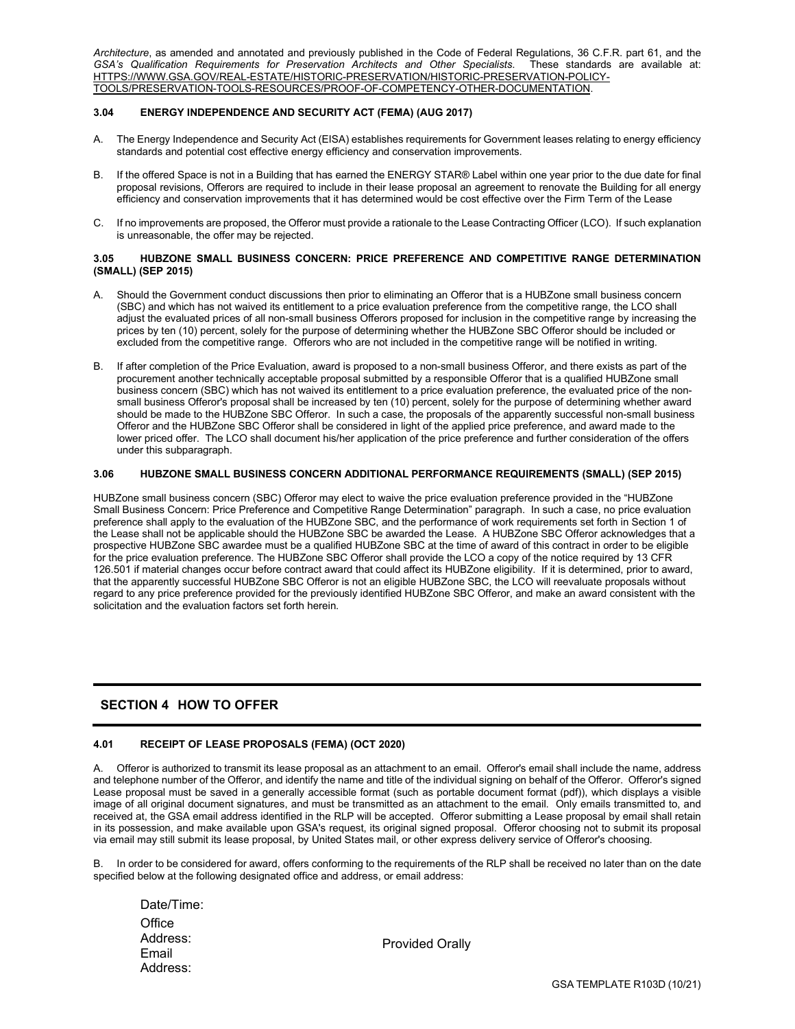*Architecture*, as amended and annotated and previously published in the Code of Federal Regulations, 36 C.F.R. part 61, and the *GSA's Qualification Requirements for Preservation Architects and Other Specialists*. These standards are available at: HTTPS://WWW.GSA.GOV/REAL-ESTATE/HISTORIC-PRESERVATION/HISTORIC-PRESERVATION-POLICY-TOOLS/PRESERVATION-TOOLS-RESOURCES/PROOF-OF-COMPETENCY-OTHER-DOCUMENTATION.

#### 3.04 ENERGY INDEPENDENCE AND SECURITY ACT (FEMA) (AUG 2017)

A. The Energy Independence and Security Act (EISA) establishes requirements for Government leases relating to energy efficiency standards and potential cost effective energy efficiency and conservation improvements.

B. If the offered Space is not in a Building that has earned the ENERGY STAR® Label within one year prior to the due date for final proposal revisions, Offerors are required to include in their lease proposal an agreement to renovate the Building for all energy efficiency and conservation improvements that it has determined would be cost effective over the Firm Term of the Lease

C. If no improvements are proposed, the Offeror must provide a rationale to the Lease Contracting Officer (LCO). If such explanation is unreasonable, the offer may be rejected.

#### 3.05 HUBZONE SMALL BUSINESS CONCERN: PRICE PREFERENCE AND COMPETITIVE RANGE DETERMINATION (SMALL) (SEP 2015)

A. Should the Government conduct discussions then prior to eliminating an Offeror that is a HUBZone small business concern (SBC) and which has not waived its entitlement to a price evaluation preference from the competitive range, the LCO shall adjust the evaluated prices of all non-small business Offerors proposed for inclusion in the competitive range by increasing the prices by ten (10) percent, solely for the purpose of determining whether the HUBZone SBC Offeror should be included or excluded from the competitive range. Offerors who are not included in the competitive range will be notified in writing.

B. If after completion of the Price Evaluation, award is proposed to a non-small business Offeror, and there exists as part of the procurement another technically acceptable proposal submitted by a responsible Offeror that is a qualified HUBZone small business concern (SBC) which has not waived its entitlement to a price evaluation preference, the evaluated price of the non-small business Offeror's proposal shall be increased by ten (10) percent, solely for the purpose of determining whether award should be made to the HUBZone SBC Offeror. In such a case, the proposals of the apparently successful non-small business Offeror and the HUBZone SBC Offeror shall be considered in light of the applied price preference, and award made to the lower priced offer. The LCO shall document his/her application of the price preference and further consideration of the offers under this subparagraph.

#### 3.06 HUBZONE SMALL BUSINESS CONCERN ADDITIONAL PERFORMANCE REQUIREMENTS (SMALL) (SEP 2015)

HUBZone small business concern (SBC) Offeror may elect to waive the price evaluation preference provided in the "HUBZone Small Business Concern: Price Preference and Competitive Range Determination" paragraph. In such a case, no price evaluation preference shall apply to the evaluation of the HUBZone SBC, and the performance of work requirements set forth in Section 1 of the Lease shall not be applicable should the HUBZone SBC be awarded the Lease. A HUBZone SBC Offeror acknowledges that a prospective HUBZone SBC awardee must be a qualified HUBZone SBC at the time of award of this contract in order to be eligible for the price evaluation preference. The HUBZone SBC Offeror shall provide the LCO a copy of the notice required by 13 CFR 126.501 if material changes occur before contract award that could affect its HUBZone eligibility. If it is determined, prior to award, that the apparently successful HUBZone SBC Offeror is not an eligible HUBZone SBC, the LCO will reevaluate proposals without regard to any price preference provided for the previously identified HUBZone SBC Offeror, and make an award consistent with the solicitation and the evaluation factors set forth herein.

## SECTION 4 HOW TO OFFER

#### 4.01 RECEIPT OF LEASE PROPOSALS (FEMA) (OCT 2020)

A. Offeror is authorized to transmit its lease proposal as an attachment to an email. Offeror's email shall include the name, address and telephone number of the Offeror, and identify the name and title of the individual signing on behalf of the Offeror. Offeror's signed Lease proposal must be saved in a generally accessible format (such as portable document format (pdf)), which displays a visible image of all original document signatures, and must be transmitted as an attachment to the email. Only emails transmitted to, and received at, the GSA email address identified in the RLP will be accepted. Offeror submitting a Lease proposal by email shall retain in its possession, and make available upon GSA's request, its original signed proposal. Offeror choosing not to submit its proposal via email may still submit its lease proposal, by United States mail, or other express delivery service of Offeror's choosing.

B. In order to be considered for award, offers conforming to the requirements of the RLP shall be received no later than on the date specified below at the following designated office and address, or email address:

| | |
|---|---|
| Date/Time: | |
| Office Address: | Provided Orally |
| Email Address: | |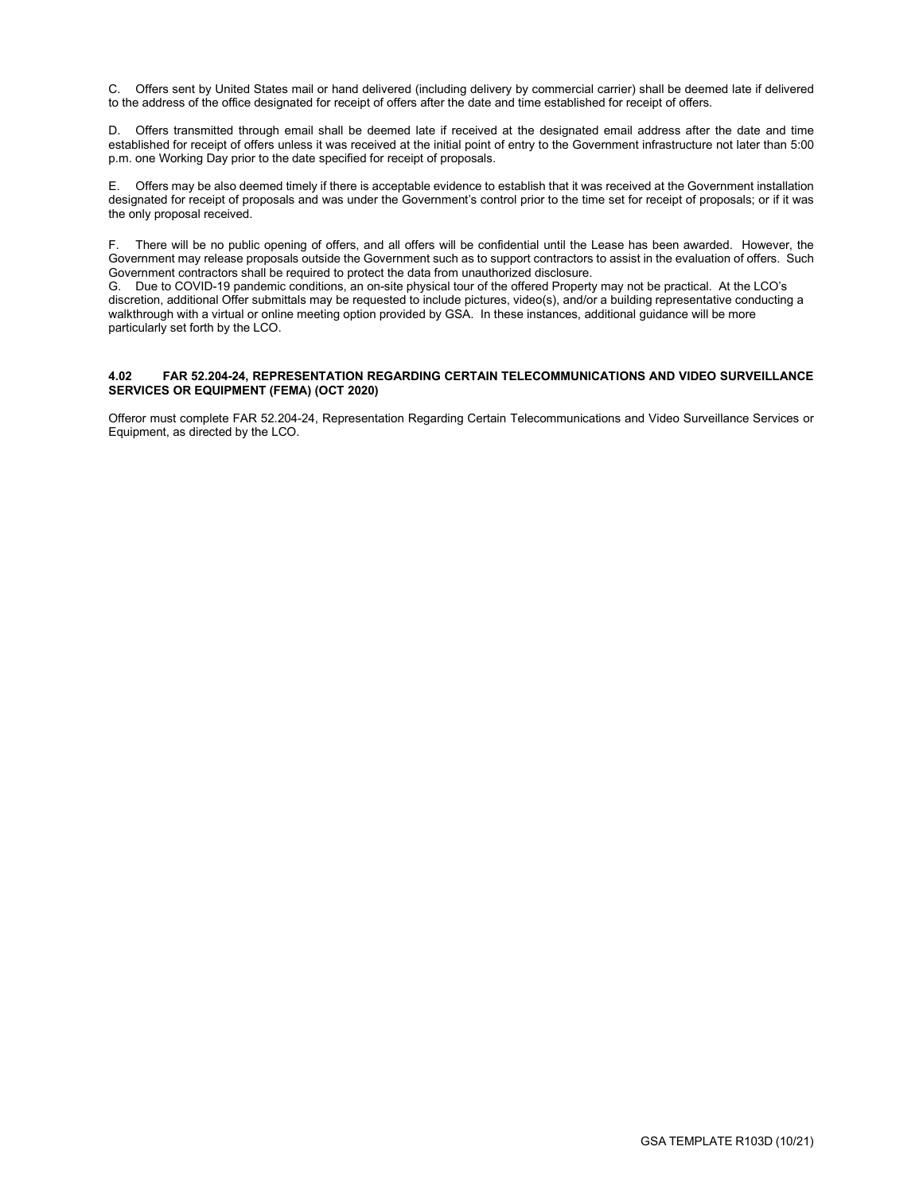C. Offers sent by United States mail or hand delivered (including delivery by commercial carrier) shall be deemed late if delivered to the address of the office designated for receipt of offers after the date and time established for receipt of offers.

D. Offers transmitted through email shall be deemed late if received at the designated email address after the date and time established for receipt of offers unless it was received at the initial point of entry to the Government infrastructure not later than 5:00 p.m. one Working Day prior to the date specified for receipt of proposals.

E. Offers may be also deemed timely if there is acceptable evidence to establish that it was received at the Government installation designated for receipt of proposals and was under the Government's control prior to the time set for receipt of proposals; or if it was the only proposal received.

F. There will be no public opening of offers, and all offers will be confidential until the Lease has been awarded. However, the Government may release proposals outside the Government such as to support contractors to assist in the evaluation of offers. Such Government contractors shall be required to protect the data from unauthorized disclosure.

G. Due to COVID-19 pandemic conditions, an on-site physical tour of the offered Property may not be practical. At the LCO's discretion, additional Offer submittals may be requested to include pictures, video(s), and/or a building representative conducting a walkthrough with a virtual or online meeting option provided by GSA. In these instances, additional guidance will be more particularly set forth by the LCO.

### 4.02 FAR 52.204-24, REPRESENTATION REGARDING CERTAIN TELECOMMUNICATIONS AND VIDEO SURVEILLANCE SERVICES OR EQUIPMENT (FEMA) (OCT 2020)

Offeror must complete FAR 52.204-24, Representation Regarding Certain Telecommunications and Video Surveillance Services or Equipment, as directed by the LCO.